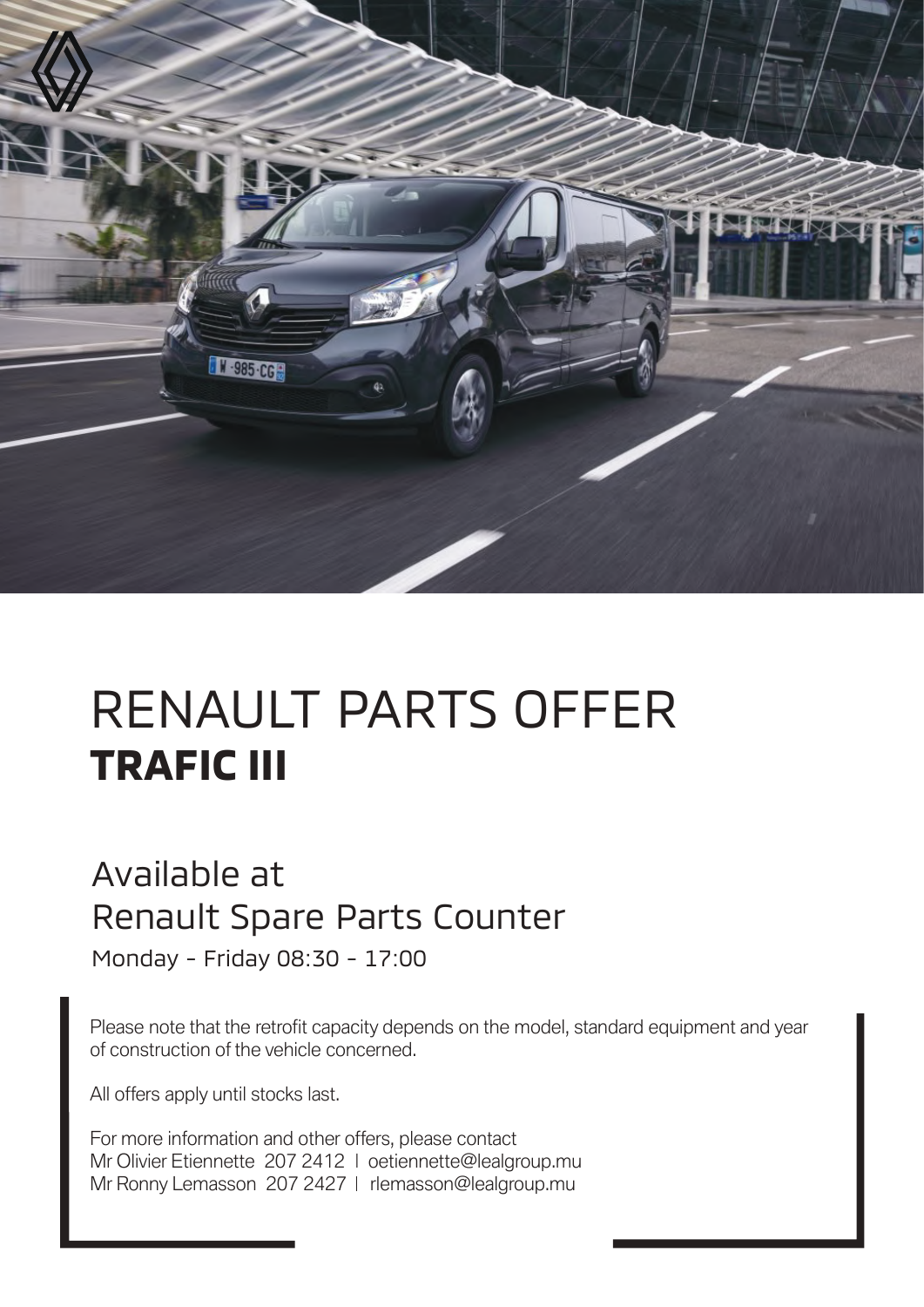# RENAULT PARTS OFFER
## TRAFIC III

Available at
Renault Spare Parts Counter

Monday - Friday 08:30 - 17:00

Please note that the retrofit capacity depends on the model, standard equipment and year of construction of the vehicle concerned.

All offers apply until stocks last.

For more information and other offers, please contact
Mr Olivier Etiennette 207 2412 | oetiennette@lealgroup.mu
Mr Ronny Lemasson 207 2427 | rlemasson@lealgroup.mu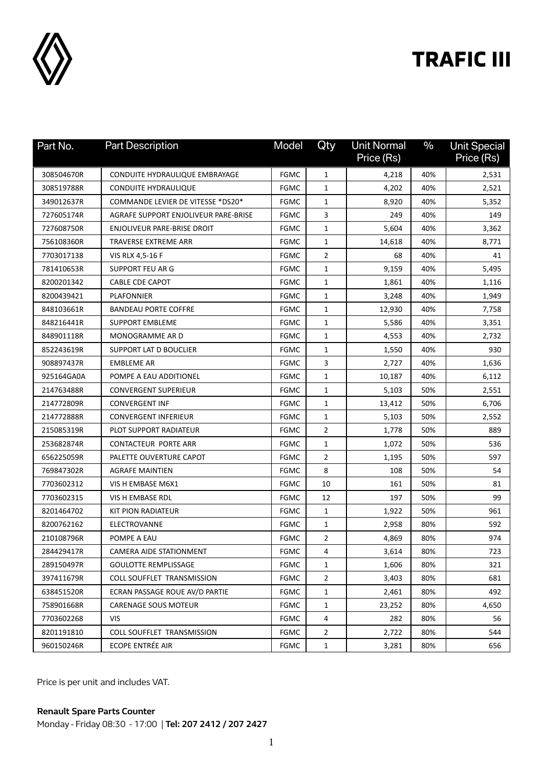# TRAFIC III

| Part No. | Part Description | Model | Qty | Unit Normal Price (Rs) | % | Unit Special Price (Rs) |
|---|---|---|---|---|---|---|
| 308504670R | CONDUITE HYDRAULIQUE EMBRAYAGE | FGMC | 1 | 4,218 | 40% | 2,531 |
| 308519788R | CONDUITE HYDRAULIQUE | FGMC | 1 | 4,202 | 40% | 2,521 |
| 349012637R | COMMANDE LEVIER DE VITESSE *DS20* | FGMC | 1 | 8,920 | 40% | 5,352 |
| 727605174R | AGRAFE SUPPORT ENJOLIVEUR PARE-BRISE | FGMC | 3 | 249 | 40% | 149 |
| 727608750R | ENJOLIVEUR PARE-BRISE DROIT | FGMC | 1 | 5,604 | 40% | 3,362 |
| 756108360R | TRAVERSE EXTREME ARR | FGMC | 1 | 14,618 | 40% | 8,771 |
| 7703017138 | VIS RLX 4,5-16 F | FGMC | 2 | 68 | 40% | 41 |
| 781410653R | SUPPORT FEU AR G | FGMC | 1 | 9,159 | 40% | 5,495 |
| 8200201342 | CABLE CDE CAPOT | FGMC | 1 | 1,861 | 40% | 1,116 |
| 8200439421 | PLAFONNIER | FGMC | 1 | 3,248 | 40% | 1,949 |
| 848103661R | BANDEAU PORTE COFFRE | FGMC | 1 | 12,930 | 40% | 7,758 |
| 848216441R | SUPPORT EMBLEME | FGMC | 1 | 5,586 | 40% | 3,351 |
| 848901118R | MONOGRAMME AR D | FGMC | 1 | 4,553 | 40% | 2,732 |
| 852243619R | SUPPORT LAT D BOUCLIER | FGMC | 1 | 1,550 | 40% | 930 |
| 908897437R | EMBLEME AR | FGMC | 3 | 2,727 | 40% | 1,636 |
| 925164GA0A | POMPE A EAU ADDITIONEL | FGMC | 1 | 10,187 | 40% | 6,112 |
| 214763488R | CONVERGENT SUPERIEUR | FGMC | 1 | 5,103 | 50% | 2,551 |
| 214772809R | CONVERGENT INF | FGMC | 1 | 13,412 | 50% | 6,706 |
| 214772888R | CONVERGENT INFERIEUR | FGMC | 1 | 5,103 | 50% | 2,552 |
| 215085319R | PLOT SUPPORT RADIATEUR | FGMC | 2 | 1,778 | 50% | 889 |
| 253682874R | CONTACTEUR PORTE ARR | FGMC | 1 | 1,072 | 50% | 536 |
| 656225059R | PALETTE OUVERTURE CAPOT | FGMC | 2 | 1,195 | 50% | 597 |
| 769847302R | AGRAFE MAINTIEN | FGMC | 8 | 108 | 50% | 54 |
| 7703602312 | VIS H EMBASE M6X1 | FGMC | 10 | 161 | 50% | 81 |
| 7703602315 | VIS H EMBASE RDL | FGMC | 12 | 197 | 50% | 99 |
| 8201464702 | KIT PION RADIATEUR | FGMC | 1 | 1,922 | 50% | 961 |
| 8200762162 | ELECTROVANNE | FGMC | 1 | 2,958 | 80% | 592 |
| 210108796R | POMPE A EAU | FGMC | 2 | 4,869 | 80% | 974 |
| 284429417R | CAMERA AIDE STATIONMENT | FGMC | 4 | 3,614 | 80% | 723 |
| 289150497R | GOULOTTE REMPLISSAGE | FGMC | 1 | 1,606 | 80% | 321 |
| 397411679R | COLL SOUFFLET TRANSMISSION | FGMC | 2 | 3,403 | 80% | 681 |
| 638451520R | ECRAN PASSAGE ROUE AV/D PARTIE | FGMC | 1 | 2,461 | 80% | 492 |
| 758901668R | CARENAGE SOUS MOTEUR | FGMC | 1 | 23,252 | 80% | 4,650 |
| 7703602268 | VIS | FGMC | 4 | 282 | 80% | 56 |
| 8201191810 | COLL SOUFFLET TRANSMISSION | FGMC | 2 | 2,722 | 80% | 544 |
| 960150246R | ECOPE ENTRÉE AIR | FGMC | 1 | 3,281 | 80% | 656 |

Price is per unit and includes VAT.

**Renault Spare Parts Counter**
Monday - Friday 08:30 - 17:00 | **Tel: 207 2412 / 207 2427**